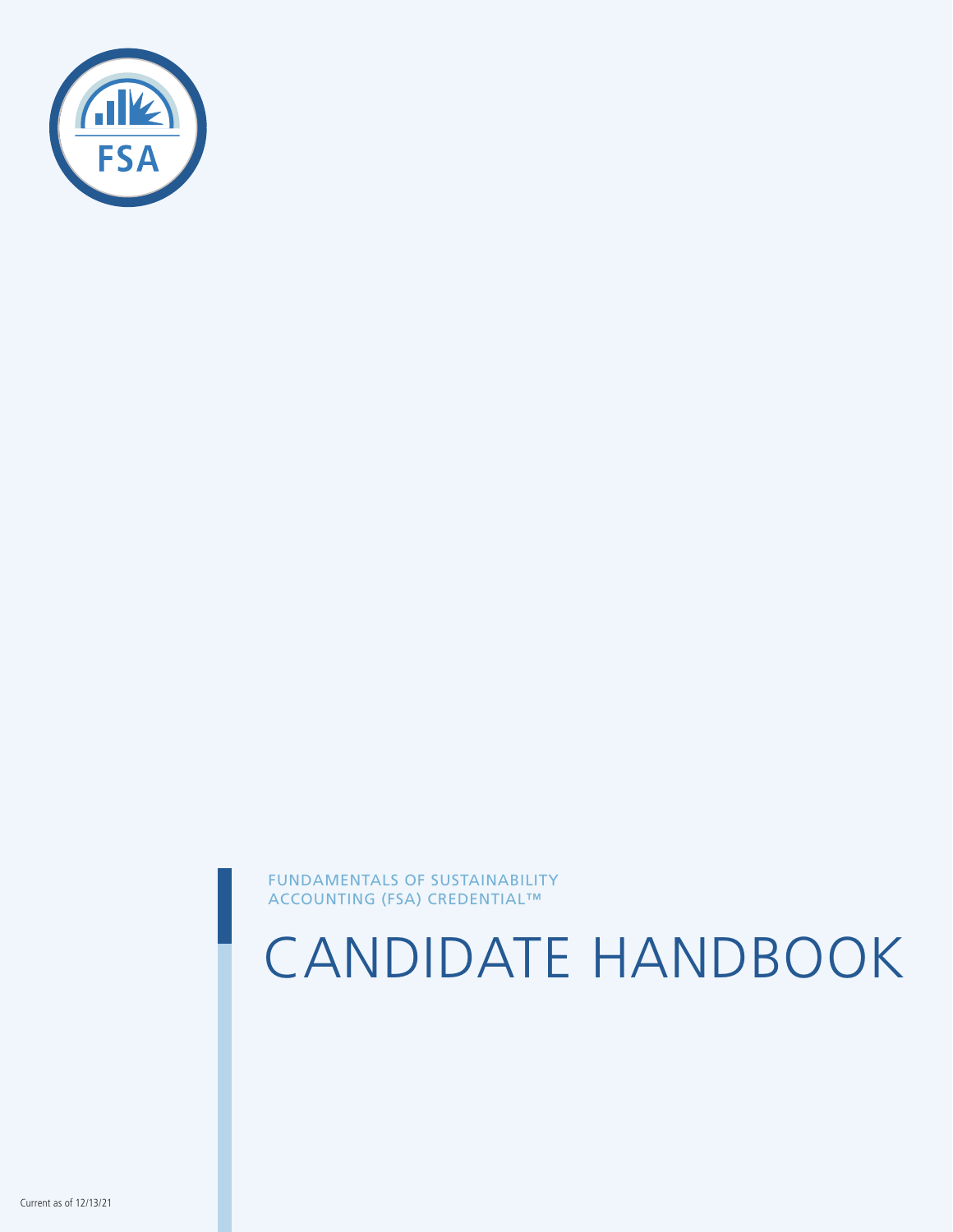FSA

FUNDAMENTALS OF SUSTAINABILITY ACCOUNTING (FSA) CREDENTIAL™

# CANDIDATE HANDBOOK

Current as of 12/13/21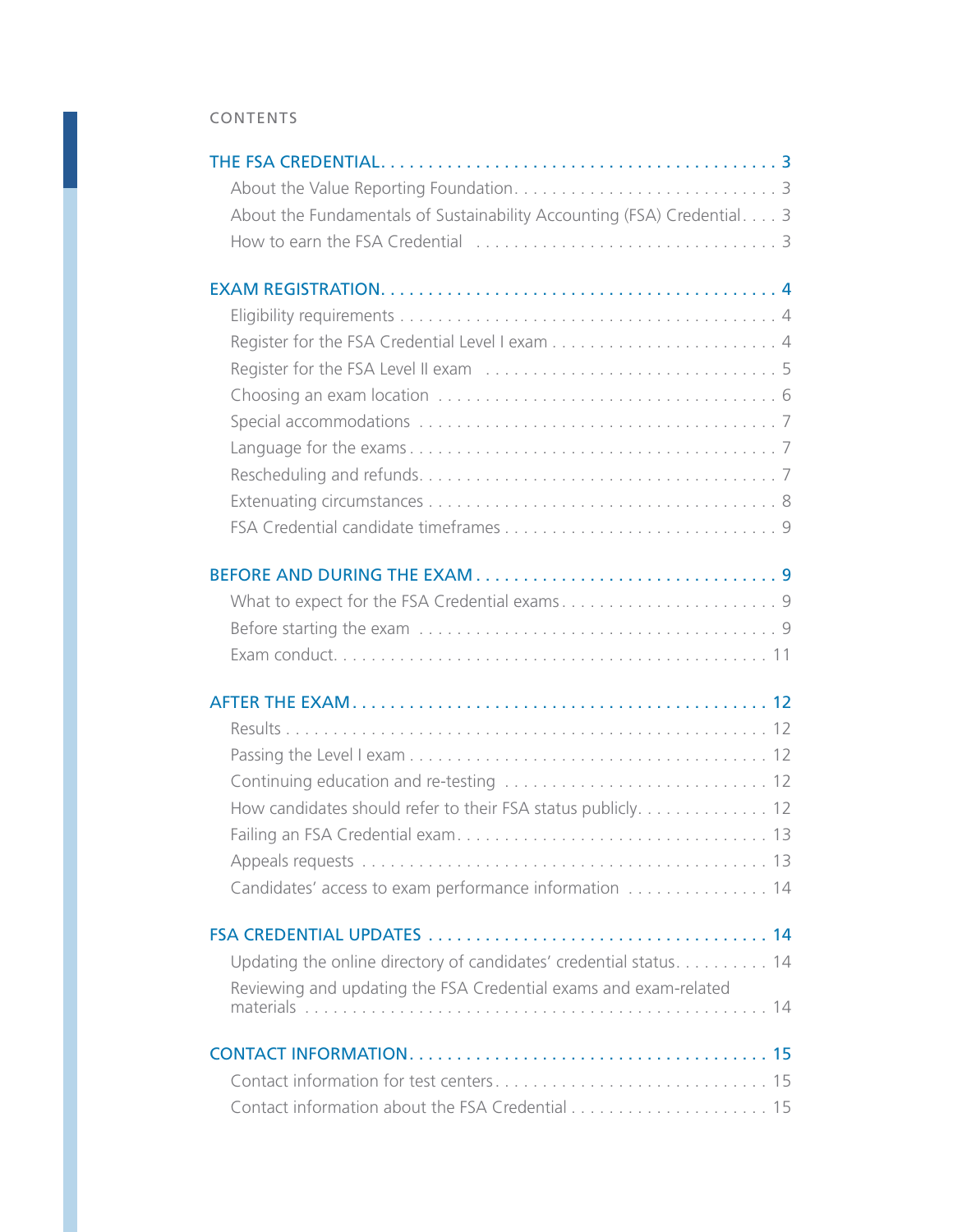# CONTENTS

**THE FSA CREDENTIAL** . . . . . 3

- About the Value Reporting Foundation . . . . . 3
- About the Fundamentals of Sustainability Accounting (FSA) Credential . . . . 3
- How to earn the FSA Credential . . . . . 3

**EXAM REGISTRATION** . . . . . 4

- Eligibility requirements . . . . . 4
- Register for the FSA Credential Level I exam . . . . . 4
- Register for the FSA Level II exam . . . . . 5
- Choosing an exam location . . . . . 6
- Special accommodations . . . . . 7
- Language for the exams . . . . . 7
- Rescheduling and refunds . . . . . 7
- Extenuating circumstances . . . . . 8
- FSA Credential candidate timeframes . . . . . 9

**BEFORE AND DURING THE EXAM** . . . . . 9

- What to expect for the FSA Credential exams . . . . . 9
- Before starting the exam . . . . . 9
- Exam conduct . . . . . 11

**AFTER THE EXAM** . . . . . 12

- Results . . . . . 12
- Passing the Level I exam . . . . . 12
- Continuing education and re-testing . . . . . 12
- How candidates should refer to their FSA status publicly . . . . . 12
- Failing an FSA Credential exam . . . . . 13
- Appeals requests . . . . . 13
- Candidates' access to exam performance information . . . . . 14

**FSA CREDENTIAL UPDATES** . . . . . 14

- Updating the online directory of candidates' credential status . . . . . 14
- Reviewing and updating the FSA Credential exams and exam-related materials . . . . . 14

**CONTACT INFORMATION** . . . . . 15

- Contact information for test centers . . . . . 15
- Contact information about the FSA Credential . . . . . 15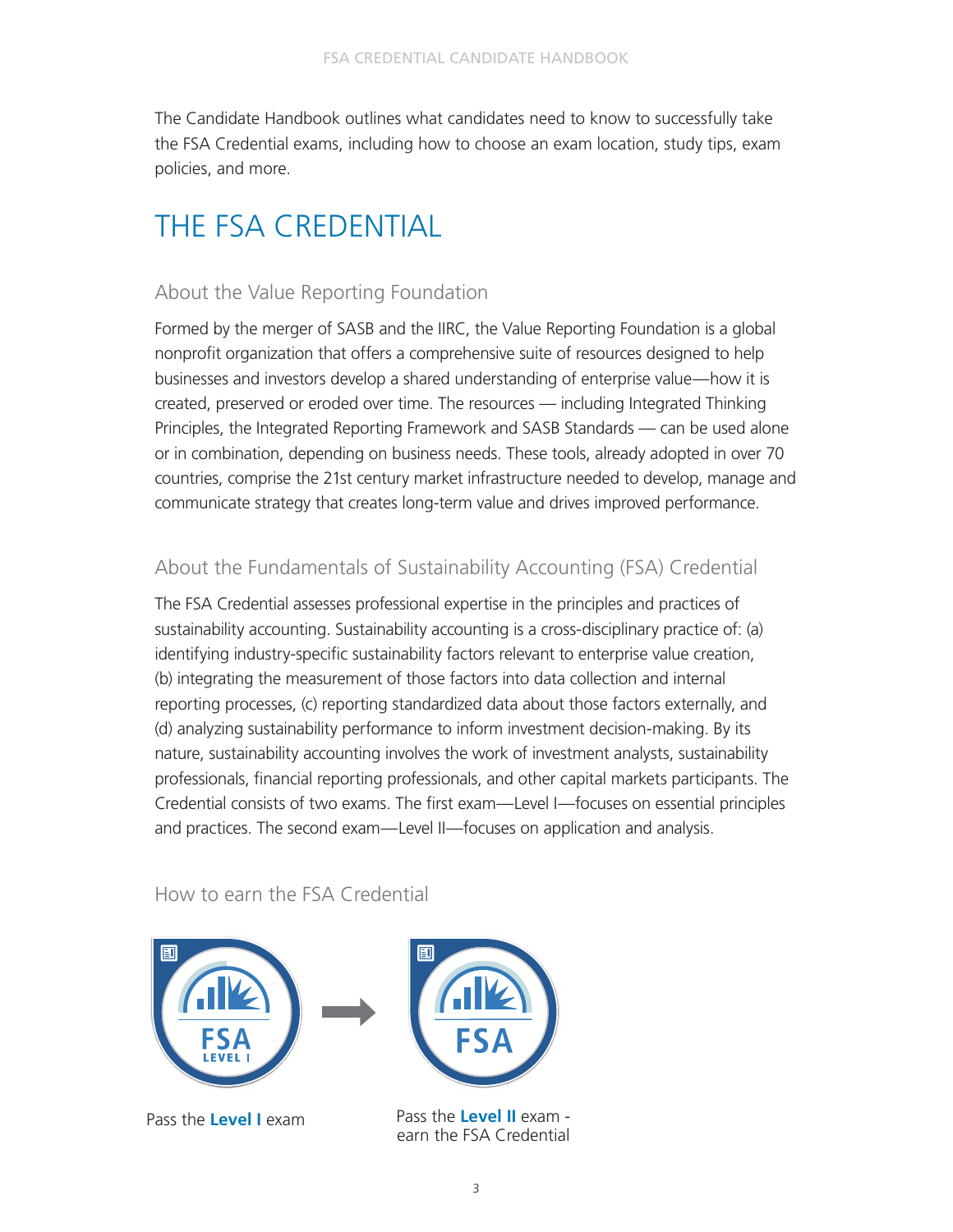The Candidate Handbook outlines what candidates need to know to successfully take the FSA Credential exams, including how to choose an exam location, study tips, exam policies, and more.

# THE FSA CREDENTIAL

## About the Value Reporting Foundation

Formed by the merger of SASB and the IIRC, the Value Reporting Foundation is a global nonprofit organization that offers a comprehensive suite of resources designed to help businesses and investors develop a shared understanding of enterprise value—how it is created, preserved or eroded over time. The resources — including Integrated Thinking Principles, the Integrated Reporting Framework and SASB Standards — can be used alone or in combination, depending on business needs. These tools, already adopted in over 70 countries, comprise the 21st century market infrastructure needed to develop, manage and communicate strategy that creates long-term value and drives improved performance.

## About the Fundamentals of Sustainability Accounting (FSA) Credential

The FSA Credential assesses professional expertise in the principles and practices of sustainability accounting. Sustainability accounting is a cross-disciplinary practice of: (a) identifying industry-specific sustainability factors relevant to enterprise value creation, (b) integrating the measurement of those factors into data collection and internal reporting processes, (c) reporting standardized data about those factors externally, and (d) analyzing sustainability performance to inform investment decision-making. By its nature, sustainability accounting involves the work of investment analysts, sustainability professionals, financial reporting professionals, and other capital markets participants. The Credential consists of two exams. The first exam—Level I—focuses on essential principles and practices. The second exam—Level II—focuses on application and analysis.

## How to earn the FSA Credential

FSA LEVEL I → FSA

Pass the **Level I** exam

Pass the **Level II** exam - earn the FSA Credential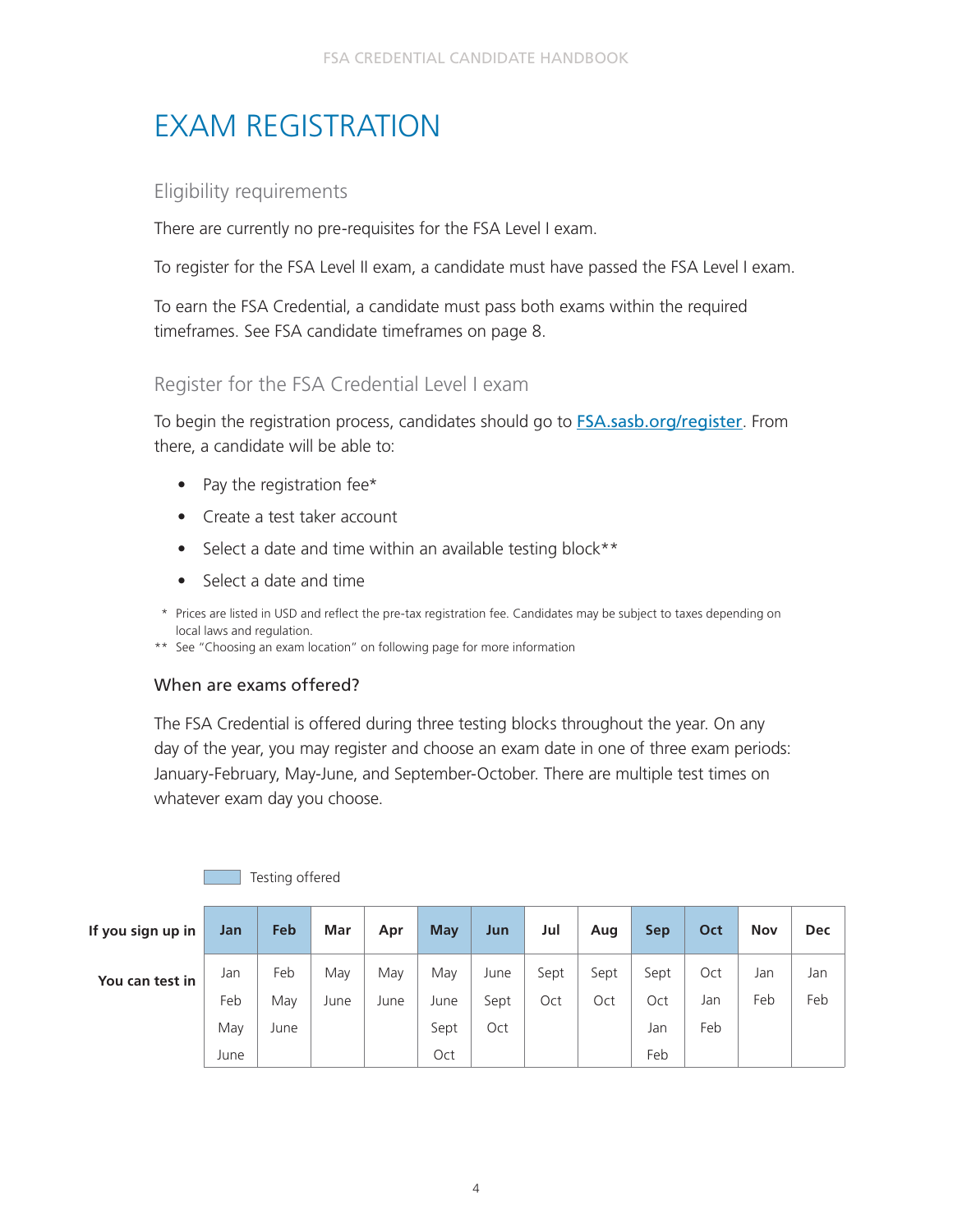# EXAM REGISTRATION

## Eligibility requirements

There are currently no pre-requisites for the FSA Level I exam.

To register for the FSA Level II exam, a candidate must have passed the FSA Level I exam.

To earn the FSA Credential, a candidate must pass both exams within the required timeframes. See FSA candidate timeframes on page 8.

## Register for the FSA Credential Level I exam

To begin the registration process, candidates should go to [FSA.sasb.org/register](FSA.sasb.org/register). From there, a candidate will be able to:

- Pay the registration fee*
- Create a test taker account
- Select a date and time within an available testing block**
- Select a date and time

\* Prices are listed in USD and reflect the pre-tax registration fee. Candidates may be subject to taxes depending on local laws and regulation.

** See "Choosing an exam location" on following page for more information

### When are exams offered?

The FSA Credential is offered during three testing blocks throughout the year. On any day of the year, you may register and choose an exam date in one of three exam periods: January-February, May-June, and September-October. There are multiple test times on whatever exam day you choose.

Testing offered: Jan, Feb, May, Jun, Sep, Oct

| If you sign up in | Jan | Feb | Mar | Apr | May | Jun | Jul | Aug | Sep | Oct | Nov | Dec |
|---|---|---|---|---|---|---|---|---|---|---|---|---|
| You can test in | Jan<br>Feb<br>May<br>June | Feb<br>May<br>June | May<br>June | May<br>June | May<br>June<br>Sept<br>Oct | June<br>Sept<br>Oct | Sept<br>Oct | Sept<br>Oct | Sept<br>Oct<br>Jan<br>Feb | Oct<br>Jan<br>Feb | Jan<br>Feb | Jan<br>Feb |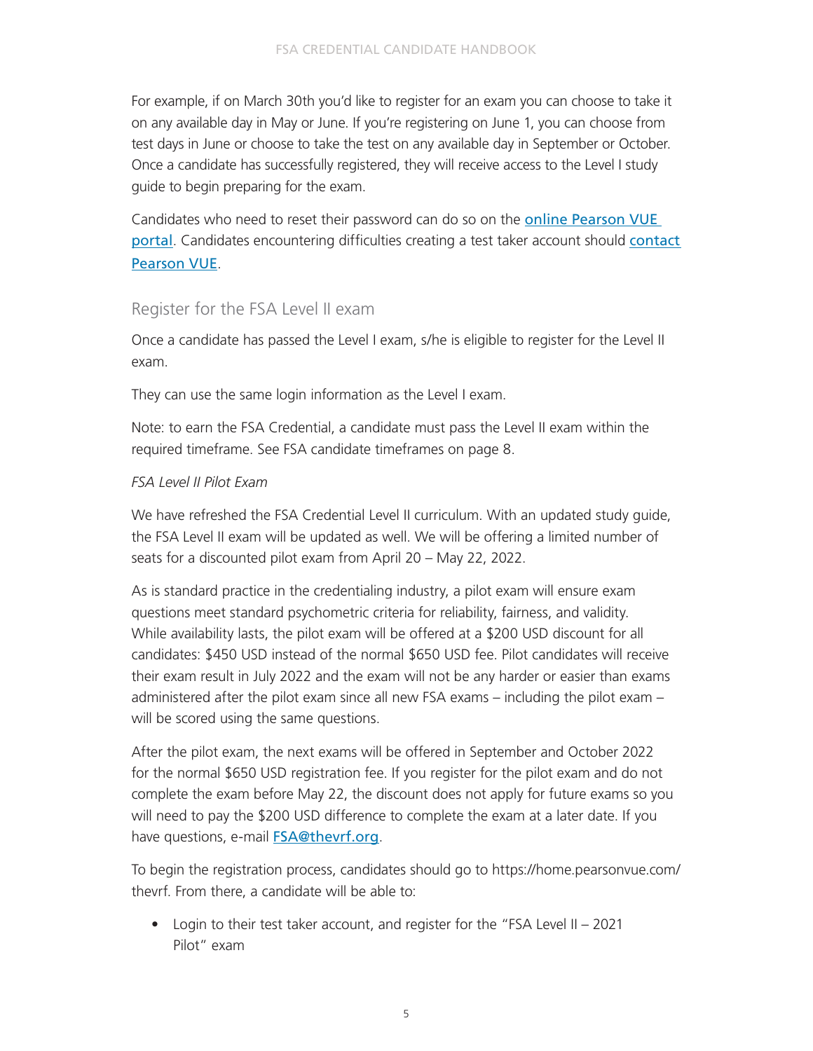For example, if on March 30th you'd like to register for an exam you can choose to take it on any available day in May or June. If you're registering on June 1, you can choose from test days in June or choose to take the test on any available day in September or October. Once a candidate has successfully registered, they will receive access to the Level I study guide to begin preparing for the exam.

Candidates who need to reset their password can do so on the online Pearson VUE portal. Candidates encountering difficulties creating a test taker account should contact Pearson VUE.

## Register for the FSA Level II exam

Once a candidate has passed the Level I exam, s/he is eligible to register for the Level II exam.

They can use the same login information as the Level I exam.

Note: to earn the FSA Credential, a candidate must pass the Level II exam within the required timeframe. See FSA candidate timeframes on page 8.

*FSA Level II Pilot Exam*

We have refreshed the FSA Credential Level II curriculum. With an updated study guide, the FSA Level II exam will be updated as well. We will be offering a limited number of seats for a discounted pilot exam from April 20 – May 22, 2022.

As is standard practice in the credentialing industry, a pilot exam will ensure exam questions meet standard psychometric criteria for reliability, fairness, and validity. While availability lasts, the pilot exam will be offered at a $200 USD discount for all candidates: $450 USD instead of the normal $650 USD fee. Pilot candidates will receive their exam result in July 2022 and the exam will not be any harder or easier than exams administered after the pilot exam since all new FSA exams – including the pilot exam – will be scored using the same questions.

After the pilot exam, the next exams will be offered in September and October 2022 for the normal $650 USD registration fee. If you register for the pilot exam and do not complete the exam before May 22, the discount does not apply for future exams so you will need to pay the $200 USD difference to complete the exam at a later date. If you have questions, e-mail FSA@thevrf.org.

To begin the registration process, candidates should go to https://home.pearsonvue.com/thevrf. From there, a candidate will be able to:

- Login to their test taker account, and register for the "FSA Level II – 2021 Pilot" exam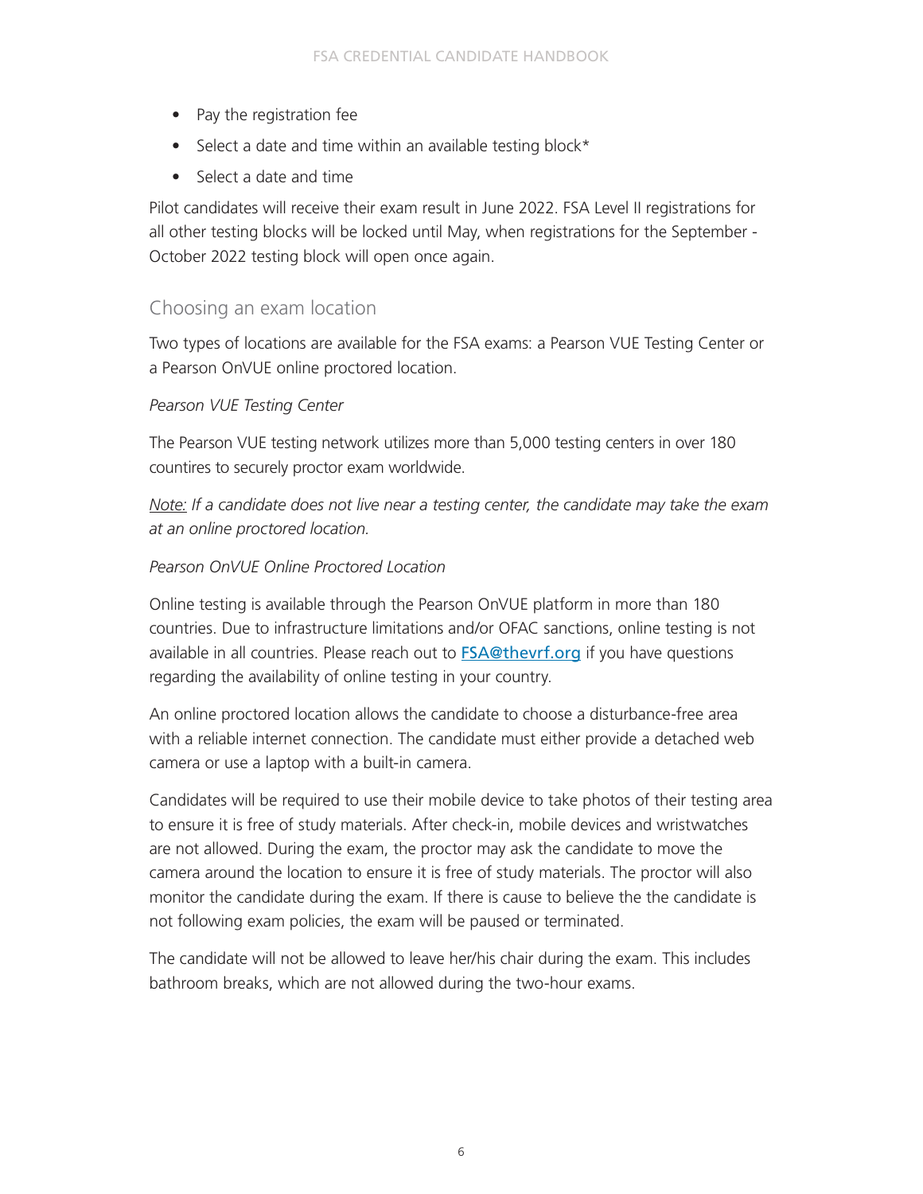- Pay the registration fee
- Select a date and time within an available testing block*
- Select a date and time

Pilot candidates will receive their exam result in June 2022. FSA Level II registrations for all other testing blocks will be locked until May, when registrations for the September - October 2022 testing block will open once again.

## Choosing an exam location

Two types of locations are available for the FSA exams: a Pearson VUE Testing Center or a Pearson OnVUE online proctored location.

*Pearson VUE Testing Center*

The Pearson VUE testing network utilizes more than 5,000 testing centers in over 180 countires to securely proctor exam worldwide.

*Note: If a candidate does not live near a testing center, the candidate may take the exam at an online proctored location.*

*Pearson OnVUE Online Proctored Location*

Online testing is available through the Pearson OnVUE platform in more than 180 countries. Due to infrastructure limitations and/or OFAC sanctions, online testing is not available in all countries. Please reach out to [FSA@thevrf.org](mailto:FSA@thevrf.org) if you have questions regarding the availability of online testing in your country.

An online proctored location allows the candidate to choose a disturbance-free area with a reliable internet connection. The candidate must either provide a detached web camera or use a laptop with a built-in camera.

Candidates will be required to use their mobile device to take photos of their testing area to ensure it is free of study materials. After check-in, mobile devices and wristwatches are not allowed. During the exam, the proctor may ask the candidate to move the camera around the location to ensure it is free of study materials. The proctor will also monitor the candidate during the exam. If there is cause to believe the the candidate is not following exam policies, the exam will be paused or terminated.

The candidate will not be allowed to leave her/his chair during the exam. This includes bathroom breaks, which are not allowed during the two-hour exams.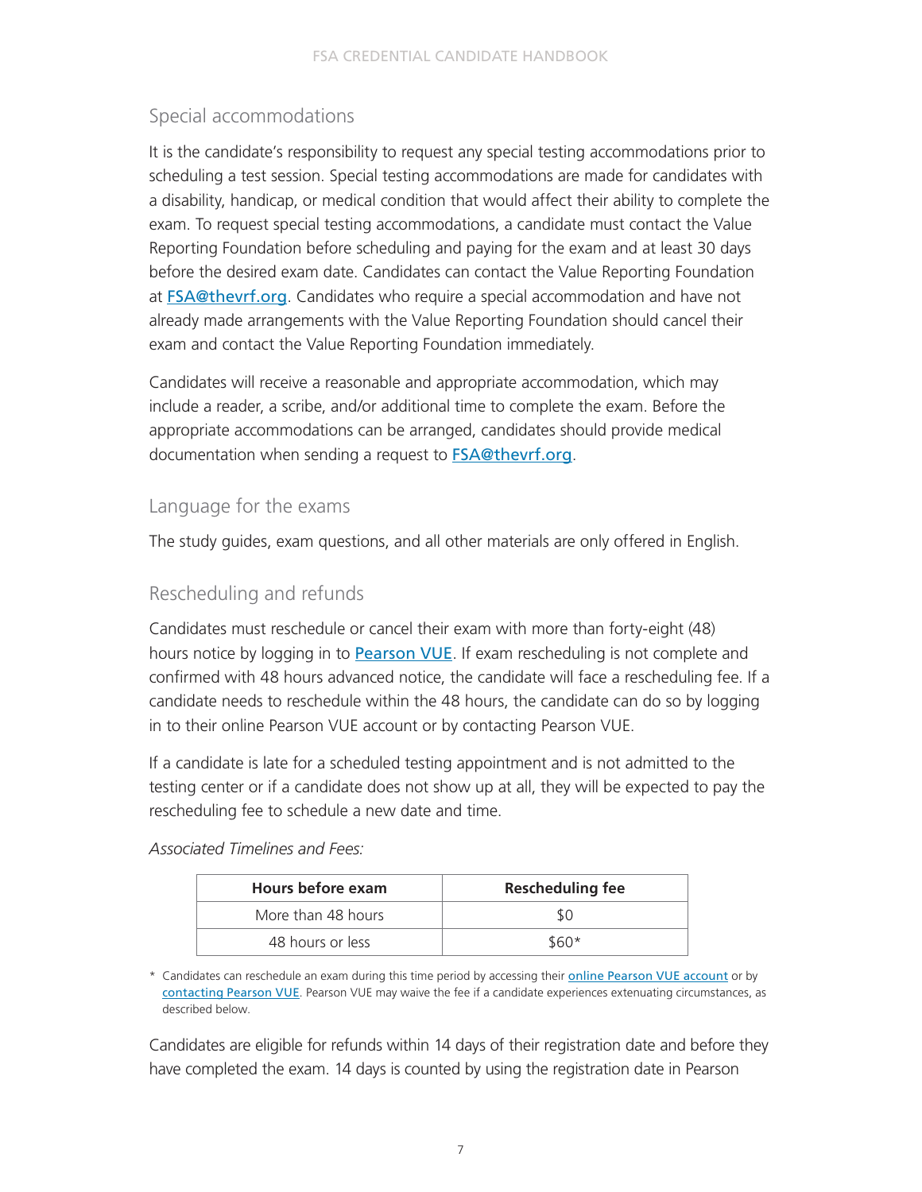## Special accommodations

It is the candidate's responsibility to request any special testing accommodations prior to scheduling a test session. Special testing accommodations are made for candidates with a disability, handicap, or medical condition that would affect their ability to complete the exam. To request special testing accommodations, a candidate must contact the Value Reporting Foundation before scheduling and paying for the exam and at least 30 days before the desired exam date. Candidates can contact the Value Reporting Foundation at FSA@thevrf.org. Candidates who require a special accommodation and have not already made arrangements with the Value Reporting Foundation should cancel their exam and contact the Value Reporting Foundation immediately.

Candidates will receive a reasonable and appropriate accommodation, which may include a reader, a scribe, and/or additional time to complete the exam. Before the appropriate accommodations can be arranged, candidates should provide medical documentation when sending a request to FSA@thevrf.org.

## Language for the exams

The study guides, exam questions, and all other materials are only offered in English.

## Rescheduling and refunds

Candidates must reschedule or cancel their exam with more than forty-eight (48) hours notice by logging in to Pearson VUE. If exam rescheduling is not complete and confirmed with 48 hours advanced notice, the candidate will face a rescheduling fee. If a candidate needs to reschedule within the 48 hours, the candidate can do so by logging in to their online Pearson VUE account or by contacting Pearson VUE.

If a candidate is late for a scheduled testing appointment and is not admitted to the testing center or if a candidate does not show up at all, they will be expected to pay the rescheduling fee to schedule a new date and time.

*Associated Timelines and Fees:*

| Hours before exam | Rescheduling fee |
|---|---|
| More than 48 hours | $0 |
| 48 hours or less | $60* |

\* Candidates can reschedule an exam during this time period by accessing their online Pearson VUE account or by contacting Pearson VUE. Pearson VUE may waive the fee if a candidate experiences extenuating circumstances, as described below.

Candidates are eligible for refunds within 14 days of their registration date and before they have completed the exam. 14 days is counted by using the registration date in Pearson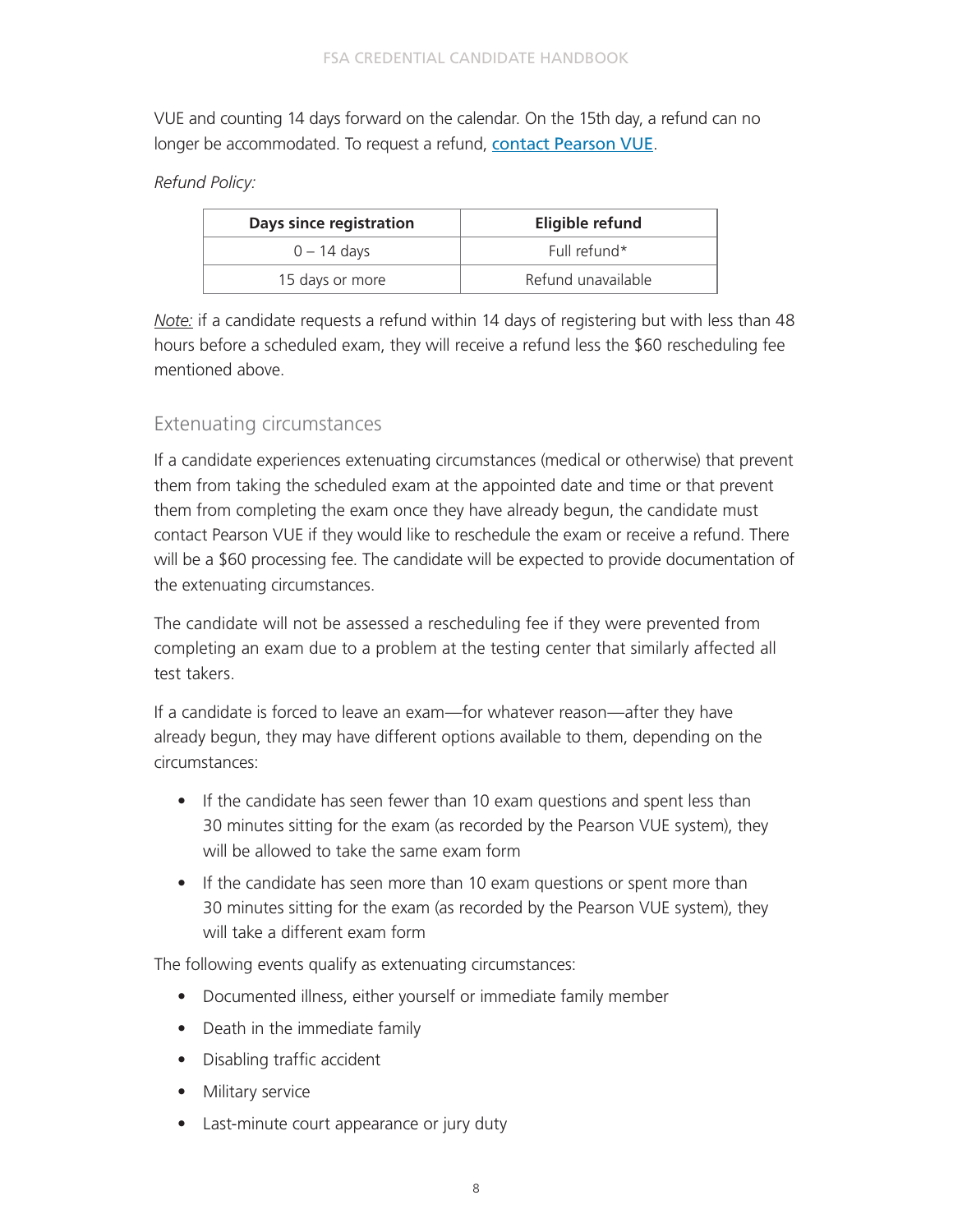VUE and counting 14 days forward on the calendar. On the 15th day, a refund can no longer be accommodated. To request a refund, [contact Pearson VUE](#).

*Refund Policy:*

| Days since registration | Eligible refund |
| --- | --- |
| 0 – 14 days | Full refund* |
| 15 days or more | Refund unavailable |

*Note:* if a candidate requests a refund within 14 days of registering but with less than 48 hours before a scheduled exam, they will receive a refund less the $60 rescheduling fee mentioned above.

## Extenuating circumstances

If a candidate experiences extenuating circumstances (medical or otherwise) that prevent them from taking the scheduled exam at the appointed date and time or that prevent them from completing the exam once they have already begun, the candidate must contact Pearson VUE if they would like to reschedule the exam or receive a refund. There will be a $60 processing fee. The candidate will be expected to provide documentation of the extenuating circumstances.

The candidate will not be assessed a rescheduling fee if they were prevented from completing an exam due to a problem at the testing center that similarly affected all test takers.

If a candidate is forced to leave an exam—for whatever reason—after they have already begun, they may have different options available to them, depending on the circumstances:

- If the candidate has seen fewer than 10 exam questions and spent less than 30 minutes sitting for the exam (as recorded by the Pearson VUE system), they will be allowed to take the same exam form
- If the candidate has seen more than 10 exam questions or spent more than 30 minutes sitting for the exam (as recorded by the Pearson VUE system), they will take a different exam form

The following events qualify as extenuating circumstances:

- Documented illness, either yourself or immediate family member
- Death in the immediate family
- Disabling traffic accident
- Military service
- Last-minute court appearance or jury duty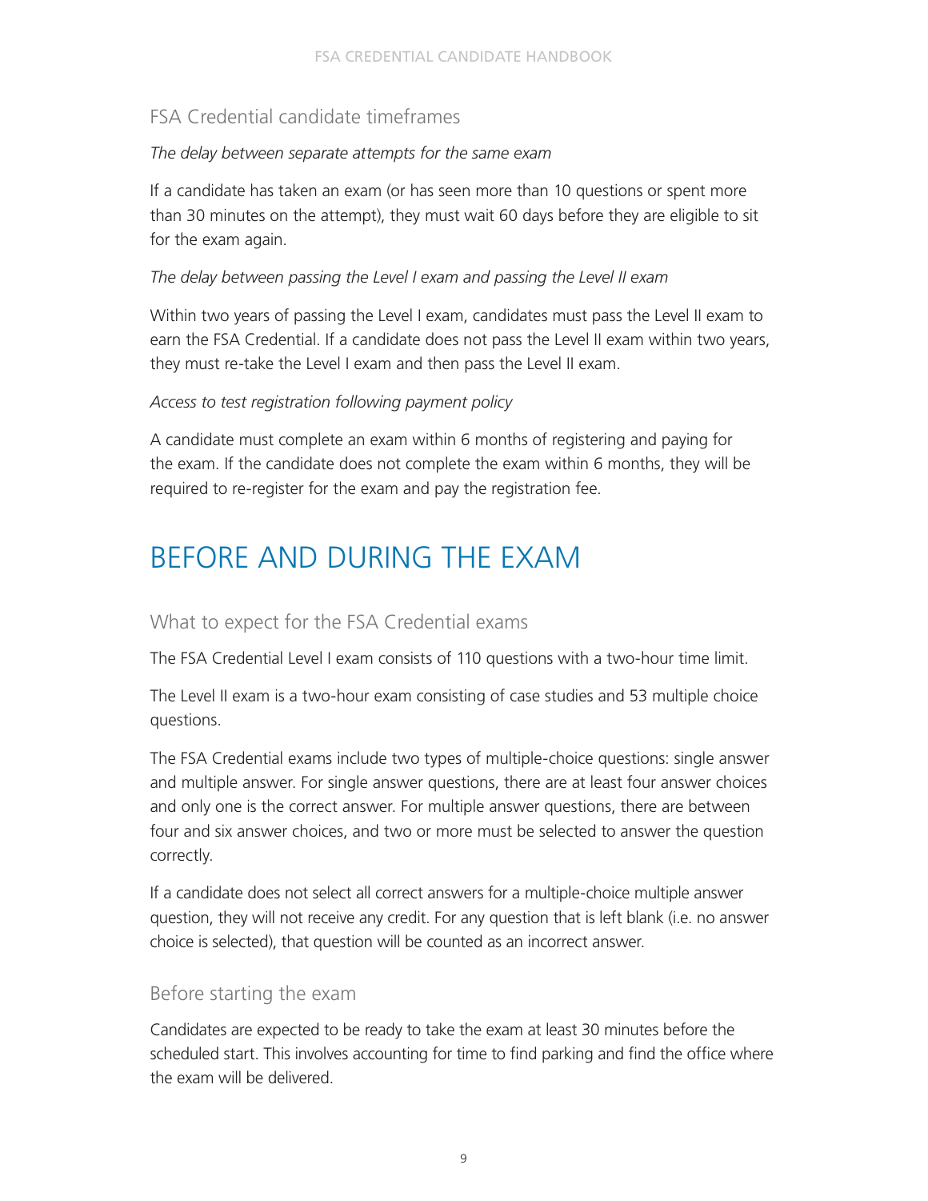## FSA Credential candidate timeframes

*The delay between separate attempts for the same exam*

If a candidate has taken an exam (or has seen more than 10 questions or spent more than 30 minutes on the attempt), they must wait 60 days before they are eligible to sit for the exam again.

*The delay between passing the Level I exam and passing the Level II exam*

Within two years of passing the Level I exam, candidates must pass the Level II exam to earn the FSA Credential. If a candidate does not pass the Level II exam within two years, they must re-take the Level I exam and then pass the Level II exam.

*Access to test registration following payment policy*

A candidate must complete an exam within 6 months of registering and paying for the exam. If the candidate does not complete the exam within 6 months, they will be required to re-register for the exam and pay the registration fee.

# BEFORE AND DURING THE EXAM

## What to expect for the FSA Credential exams

The FSA Credential Level I exam consists of 110 questions with a two-hour time limit.

The Level II exam is a two-hour exam consisting of case studies and 53 multiple choice questions.

The FSA Credential exams include two types of multiple-choice questions: single answer and multiple answer. For single answer questions, there are at least four answer choices and only one is the correct answer. For multiple answer questions, there are between four and six answer choices, and two or more must be selected to answer the question correctly.

If a candidate does not select all correct answers for a multiple-choice multiple answer question, they will not receive any credit. For any question that is left blank (i.e. no answer choice is selected), that question will be counted as an incorrect answer.

## Before starting the exam

Candidates are expected to be ready to take the exam at least 30 minutes before the scheduled start. This involves accounting for time to find parking and find the office where the exam will be delivered.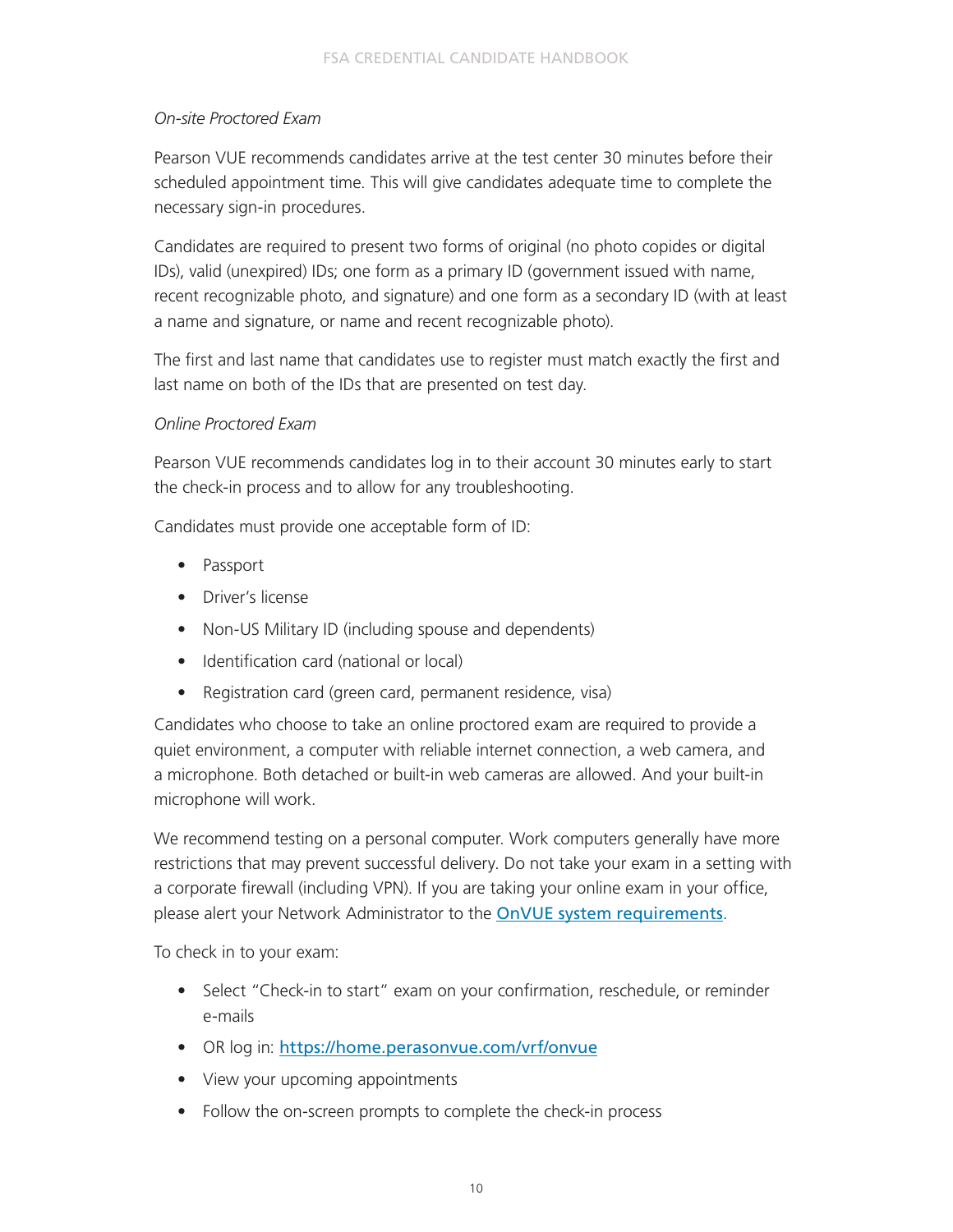*On-site Proctored Exam*

Pearson VUE recommends candidates arrive at the test center 30 minutes before their scheduled appointment time. This will give candidates adequate time to complete the necessary sign-in procedures.

Candidates are required to present two forms of original (no photo copides or digital IDs), valid (unexpired) IDs; one form as a primary ID (government issued with name, recent recognizable photo, and signature) and one form as a secondary ID (with at least a name and signature, or name and recent recognizable photo).

The first and last name that candidates use to register must match exactly the first and last name on both of the IDs that are presented on test day.

*Online Proctored Exam*

Pearson VUE recommends candidates log in to their account 30 minutes early to start the check-in process and to allow for any troubleshooting.

Candidates must provide one acceptable form of ID:

- Passport
- Driver's license
- Non-US Military ID (including spouse and dependents)
- Identification card (national or local)
- Registration card (green card, permanent residence, visa)

Candidates who choose to take an online proctored exam are required to provide a quiet environment, a computer with reliable internet connection, a web camera, and a microphone. Both detached or built-in web cameras are allowed. And your built-in microphone will work.

We recommend testing on a personal computer. Work computers generally have more restrictions that may prevent successful delivery. Do not take your exam in a setting with a corporate firewall (including VPN). If you are taking your online exam in your office, please alert your Network Administrator to the OnVUE system requirements.

To check in to your exam:

- Select "Check-in to start" exam on your confirmation, reschedule, or reminder e-mails
- OR log in: https://home.perasonvue.com/vrf/onvue
- View your upcoming appointments
- Follow the on-screen prompts to complete the check-in process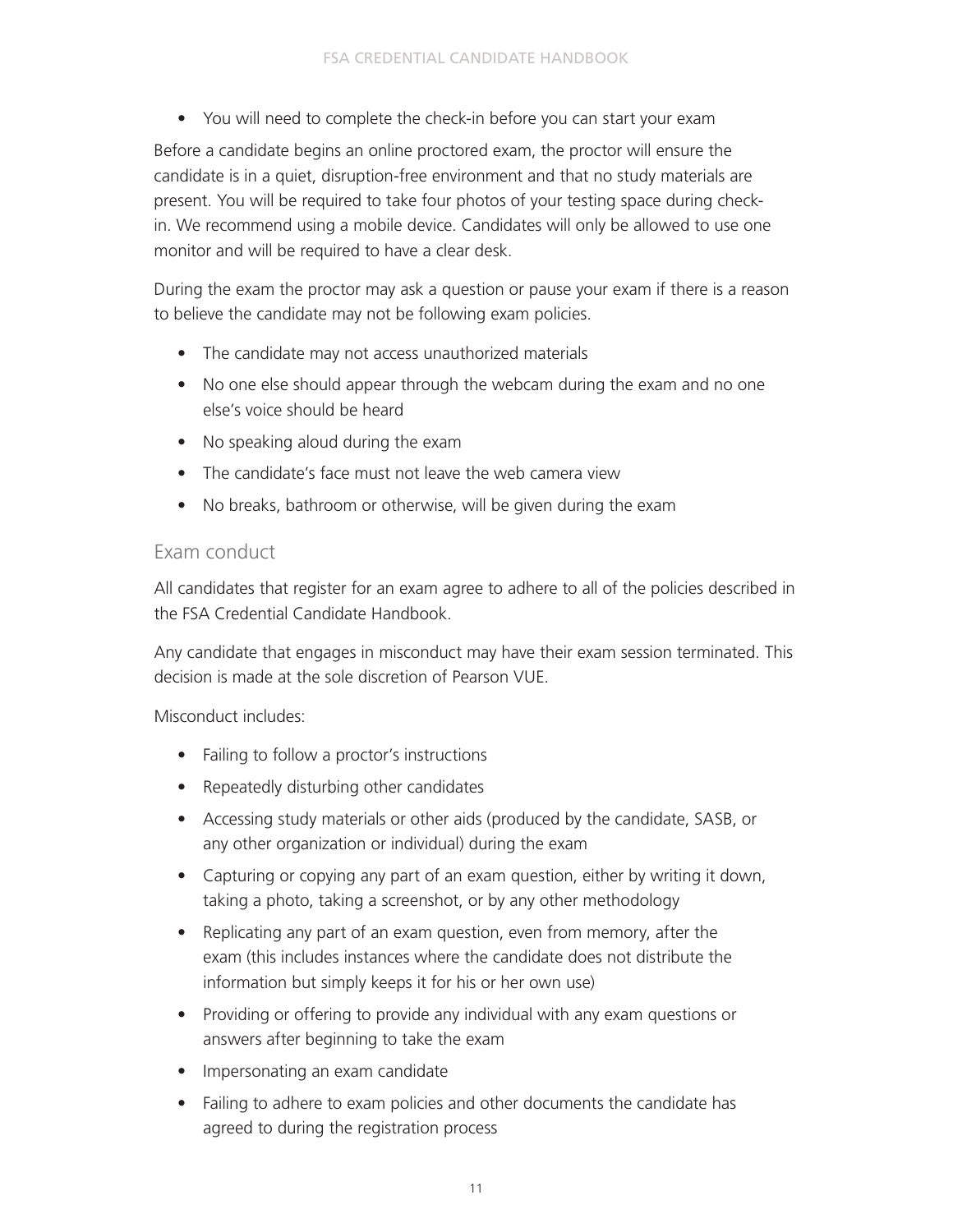- You will need to complete the check-in before you can start your exam

Before a candidate begins an online proctored exam, the proctor will ensure the candidate is in a quiet, disruption-free environment and that no study materials are present. You will be required to take four photos of your testing space during check-in. We recommend using a mobile device. Candidates will only be allowed to use one monitor and will be required to have a clear desk.

During the exam the proctor may ask a question or pause your exam if there is a reason to believe the candidate may not be following exam policies.

- The candidate may not access unauthorized materials
- No one else should appear through the webcam during the exam and no one else's voice should be heard
- No speaking aloud during the exam
- The candidate's face must not leave the web camera view
- No breaks, bathroom or otherwise, will be given during the exam

## Exam conduct

All candidates that register for an exam agree to adhere to all of the policies described in the FSA Credential Candidate Handbook.

Any candidate that engages in misconduct may have their exam session terminated. This decision is made at the sole discretion of Pearson VUE.

Misconduct includes:

- Failing to follow a proctor's instructions
- Repeatedly disturbing other candidates
- Accessing study materials or other aids (produced by the candidate, SASB, or any other organization or individual) during the exam
- Capturing or copying any part of an exam question, either by writing it down, taking a photo, taking a screenshot, or by any other methodology
- Replicating any part of an exam question, even from memory, after the exam (this includes instances where the candidate does not distribute the information but simply keeps it for his or her own use)
- Providing or offering to provide any individual with any exam questions or answers after beginning to take the exam
- Impersonating an exam candidate
- Failing to adhere to exam policies and other documents the candidate has agreed to during the registration process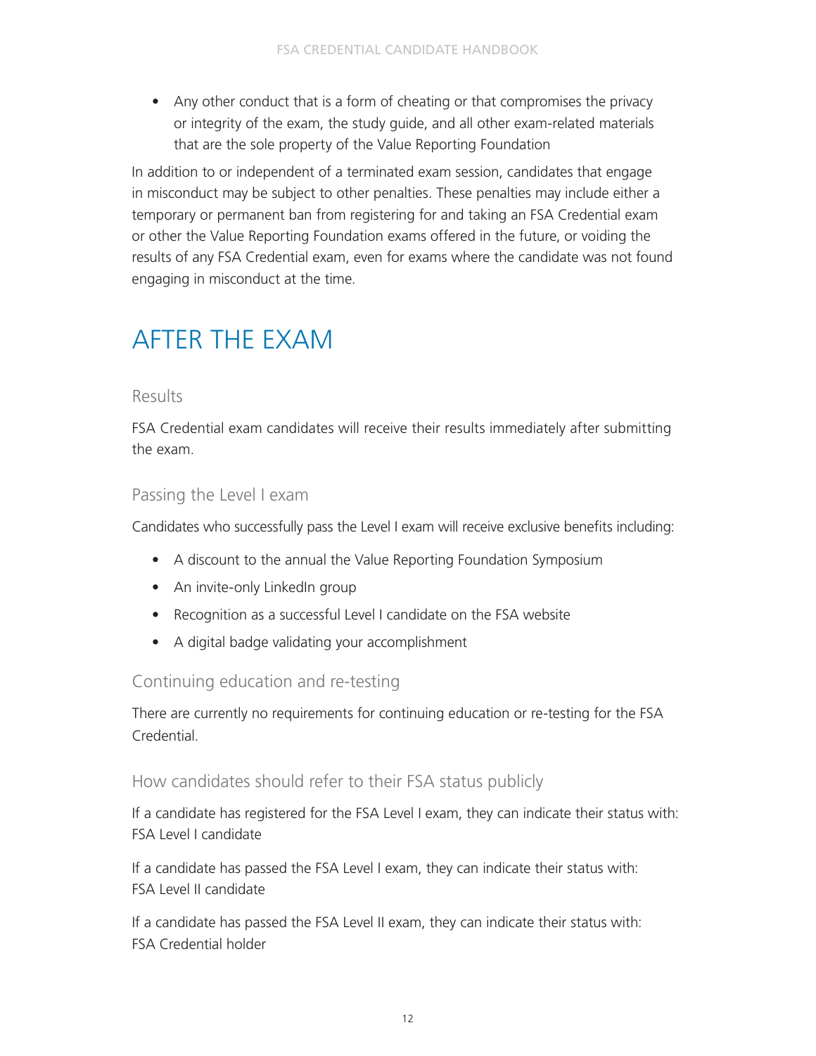- Any other conduct that is a form of cheating or that compromises the privacy or integrity of the exam, the study guide, and all other exam-related materials that are the sole property of the Value Reporting Foundation

In addition to or independent of a terminated exam session, candidates that engage in misconduct may be subject to other penalties. These penalties may include either a temporary or permanent ban from registering for and taking an FSA Credential exam or other the Value Reporting Foundation exams offered in the future, or voiding the results of any FSA Credential exam, even for exams where the candidate was not found engaging in misconduct at the time.

# AFTER THE EXAM

## Results

FSA Credential exam candidates will receive their results immediately after submitting the exam.

## Passing the Level I exam

Candidates who successfully pass the Level I exam will receive exclusive benefits including:

- A discount to the annual the Value Reporting Foundation Symposium
- An invite-only LinkedIn group
- Recognition as a successful Level I candidate on the FSA website
- A digital badge validating your accomplishment

## Continuing education and re-testing

There are currently no requirements for continuing education or re-testing for the FSA Credential.

## How candidates should refer to their FSA status publicly

If a candidate has registered for the FSA Level I exam, they can indicate their status with: FSA Level I candidate

If a candidate has passed the FSA Level I exam, they can indicate their status with: FSA Level II candidate

If a candidate has passed the FSA Level II exam, they can indicate their status with: FSA Credential holder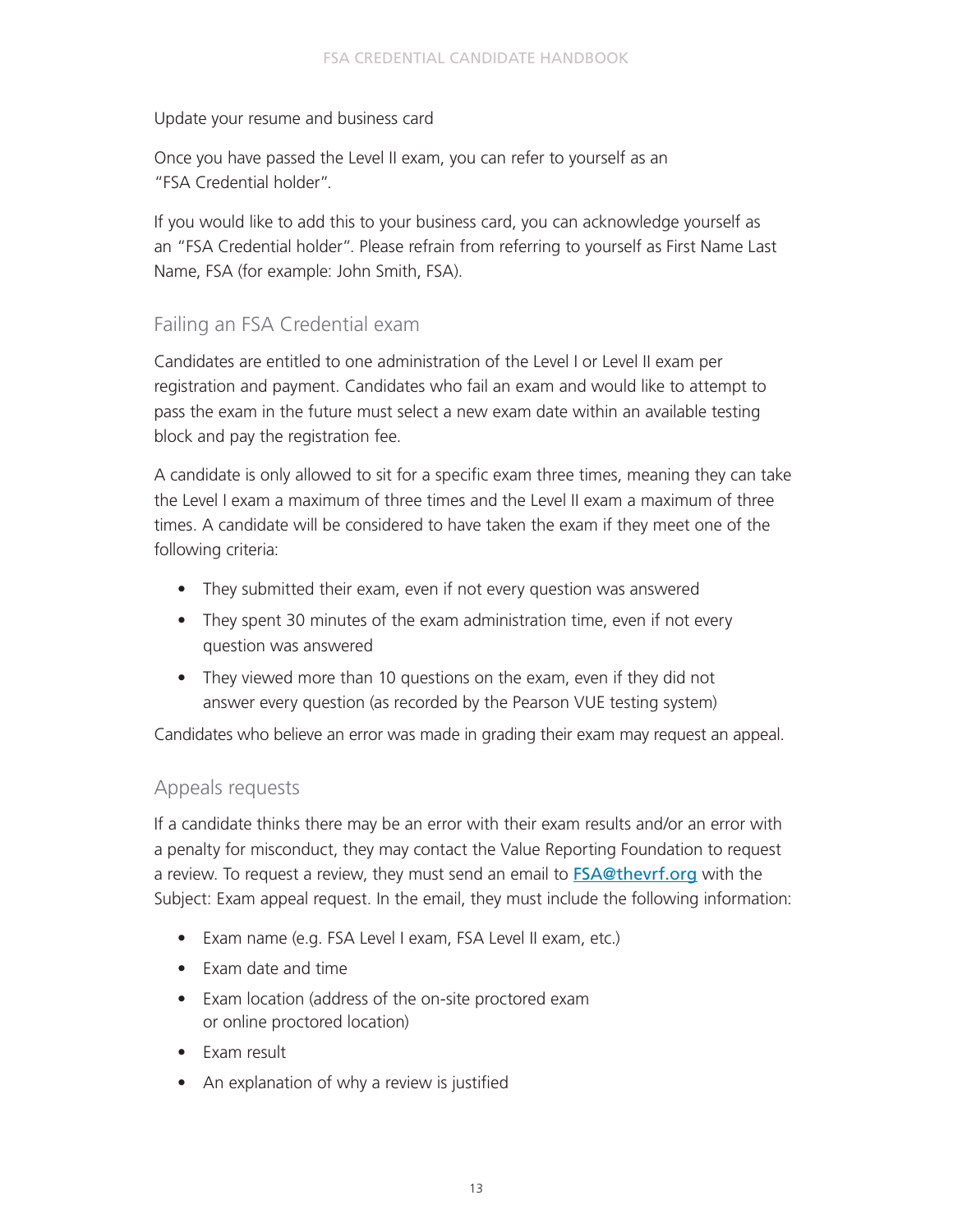Update your resume and business card

Once you have passed the Level II exam, you can refer to yourself as an "FSA Credential holder".

If you would like to add this to your business card, you can acknowledge yourself as an "FSA Credential holder". Please refrain from referring to yourself as First Name Last Name, FSA (for example: John Smith, FSA).

## Failing an FSA Credential exam

Candidates are entitled to one administration of the Level I or Level II exam per registration and payment. Candidates who fail an exam and would like to attempt to pass the exam in the future must select a new exam date within an available testing block and pay the registration fee.

A candidate is only allowed to sit for a specific exam three times, meaning they can take the Level I exam a maximum of three times and the Level II exam a maximum of three times. A candidate will be considered to have taken the exam if they meet one of the following criteria:

- They submitted their exam, even if not every question was answered
- They spent 30 minutes of the exam administration time, even if not every question was answered
- They viewed more than 10 questions on the exam, even if they did not answer every question (as recorded by the Pearson VUE testing system)

Candidates who believe an error was made in grading their exam may request an appeal.

## Appeals requests

If a candidate thinks there may be an error with their exam results and/or an error with a penalty for misconduct, they may contact the Value Reporting Foundation to request a review. To request a review, they must send an email to [FSA@thevrf.org](mailto:FSA@thevrf.org) with the Subject: Exam appeal request. In the email, they must include the following information:

- Exam name (e.g. FSA Level I exam, FSA Level II exam, etc.)
- Exam date and time
- Exam location (address of the on-site proctored exam or online proctored location)
- Exam result
- An explanation of why a review is justified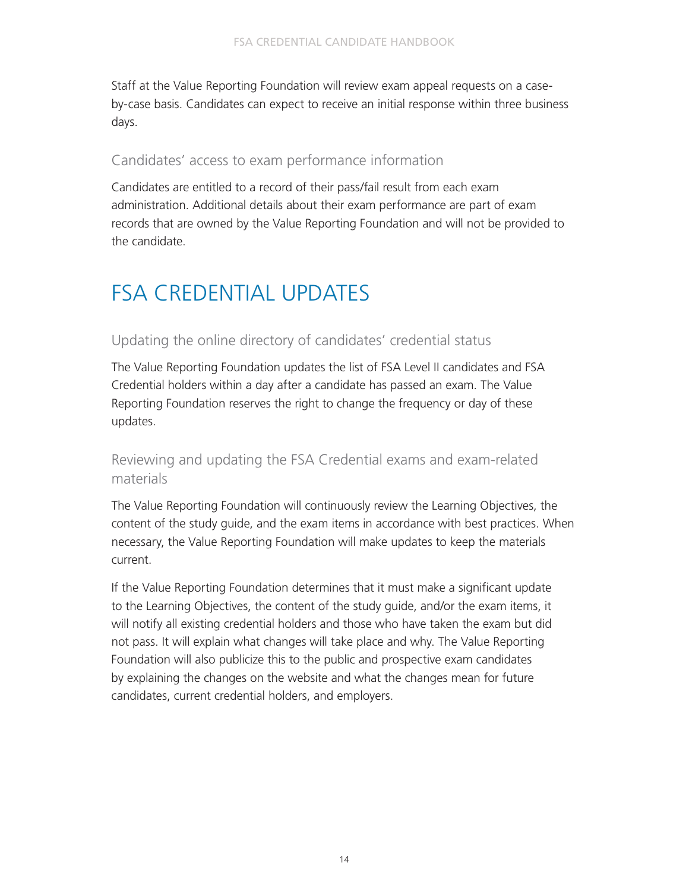Staff at the Value Reporting Foundation will review exam appeal requests on a case-by-case basis. Candidates can expect to receive an initial response within three business days.

### Candidates' access to exam performance information

Candidates are entitled to a record of their pass/fail result from each exam administration. Additional details about their exam performance are part of exam records that are owned by the Value Reporting Foundation and will not be provided to the candidate.

## FSA CREDENTIAL UPDATES

### Updating the online directory of candidates' credential status

The Value Reporting Foundation updates the list of FSA Level II candidates and FSA Credential holders within a day after a candidate has passed an exam. The Value Reporting Foundation reserves the right to change the frequency or day of these updates.

### Reviewing and updating the FSA Credential exams and exam-related materials

The Value Reporting Foundation will continuously review the Learning Objectives, the content of the study guide, and the exam items in accordance with best practices. When necessary, the Value Reporting Foundation will make updates to keep the materials current.

If the Value Reporting Foundation determines that it must make a significant update to the Learning Objectives, the content of the study guide, and/or the exam items, it will notify all existing credential holders and those who have taken the exam but did not pass. It will explain what changes will take place and why. The Value Reporting Foundation will also publicize this to the public and prospective exam candidates by explaining the changes on the website and what the changes mean for future candidates, current credential holders, and employers.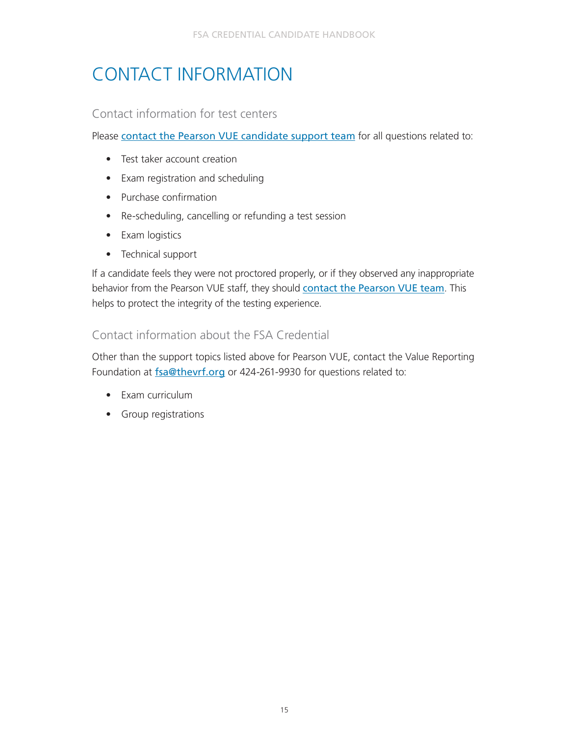# CONTACT INFORMATION

## Contact information for test centers

Please contact the Pearson VUE candidate support team for all questions related to:

- Test taker account creation
- Exam registration and scheduling
- Purchase confirmation
- Re-scheduling, cancelling or refunding a test session
- Exam logistics
- Technical support

If a candidate feels they were not proctored properly, or if they observed any inappropriate behavior from the Pearson VUE staff, they should contact the Pearson VUE team. This helps to protect the integrity of the testing experience.

## Contact information about the FSA Credential

Other than the support topics listed above for Pearson VUE, contact the Value Reporting Foundation at fsa@thevrf.org or 424-261-9930 for questions related to:

- Exam curriculum
- Group registrations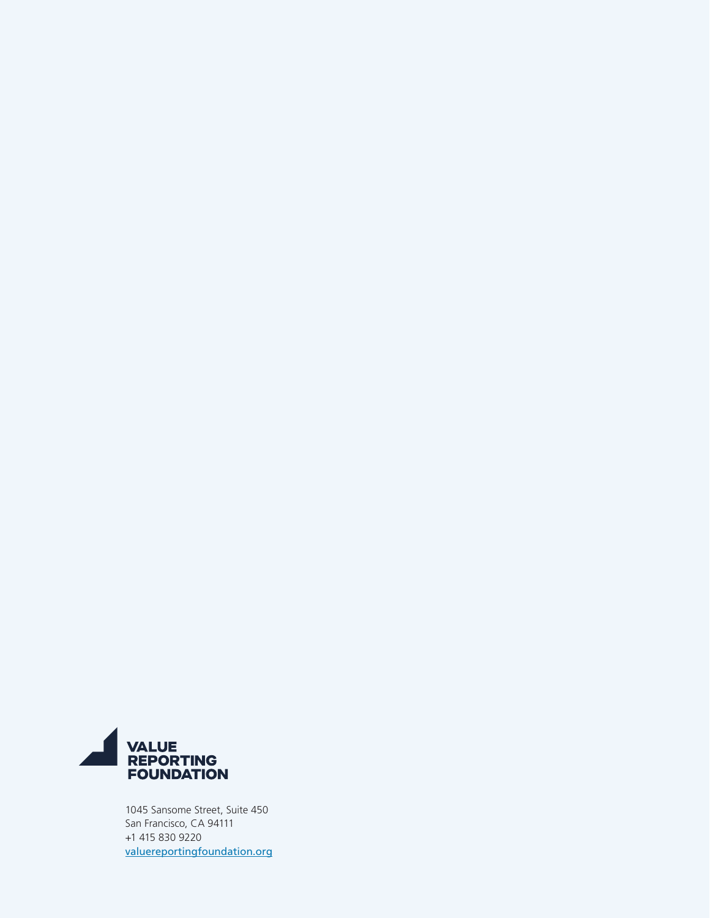VALUE
REPORTING
FOUNDATION

1045 Sansome Street, Suite 450
San Francisco, CA 94111
+1 415 830 9220
valuereportingfoundation.org